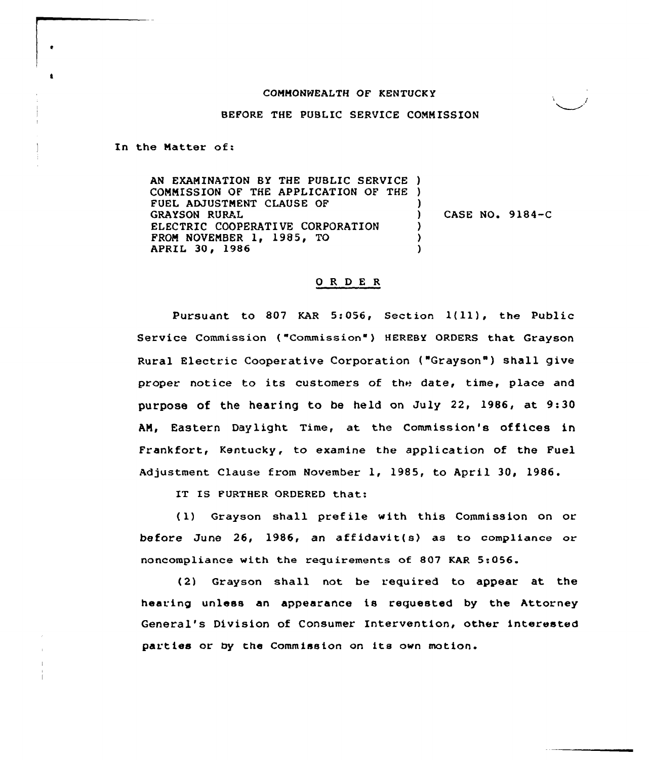COMMONWEALTH OF KENTUCKY

BEFORE THE PUBLIC SERVICE COMMISSION

In the Matter of:

AN EXAMINATION BY THE PUBLIC SERVICE COMMISSION OF THE APPLICATION OF THE FUEL ADJUSTMENT CLAUSE OF GRAYSON RURAL ELECTRIC COOPERATIVE CORPORATION FROM NOVEMBER 1, 1985, TO APRIL 30, 1986 ) CASE NO. 9184-C

## O R D E R

Pursuant to 807 KAR 5:056, Section 1(11), the Public Service Commission ("Commission") HEREBY ORDERS that Grayson Rural Electric Cooperative Corporation ("Grayson") shall give proper notice to its customers of the date, time, place and purpose of the hearing to be held on July 22, 1986, at 9:30 AM, Eastern Daylight Time, at the Commission's offices in Frankfort, Kentucky, to examine the application of the Fuel Adjustment Clause from November 1, 1985, to April 30, 1986.

IT IS FURTHER ORDERED that:

(1) Grayson shall prefile with this Commission on or before June 26, 1986, an affidavit(s) as to compliance or noncompliance with the requirements of 807 KAR 5:056.

(2) Grayson shall not be required to appear at the hearing unless an appearance is requested by the Attorney General's Division of Consumer Intervention, other interested parties or by the Commission on its own motion.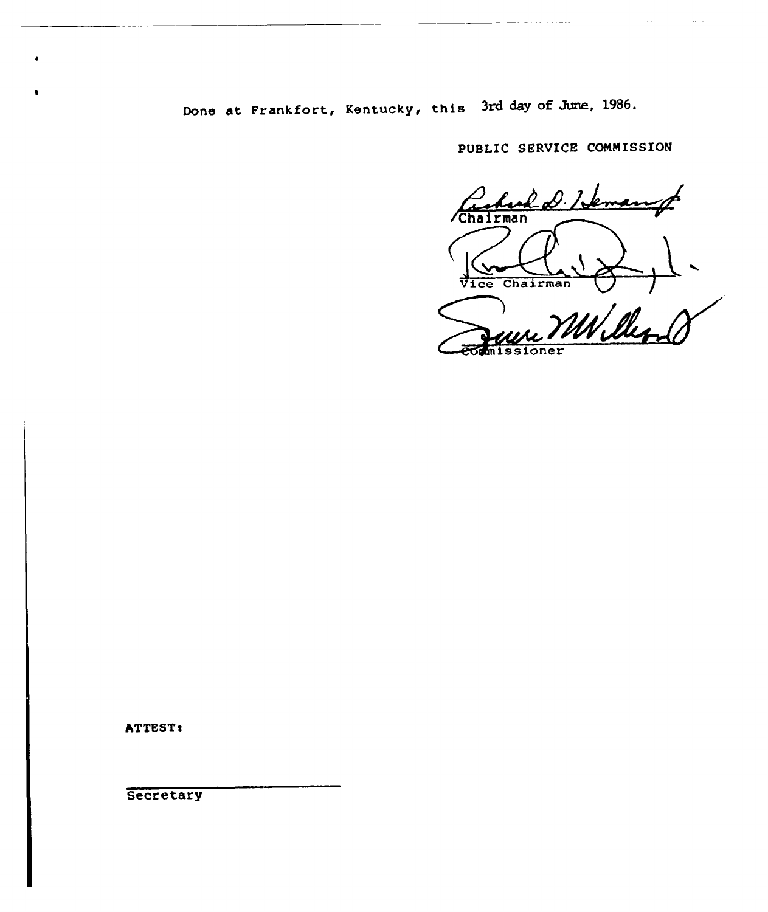Done at Frankfort, Kentucky, this 3rd day of June, 1986.

PUBLIC SERVICE COMMISSION

Chairman

Vice Chairman

Commissioner

ATTEST:

Secretary